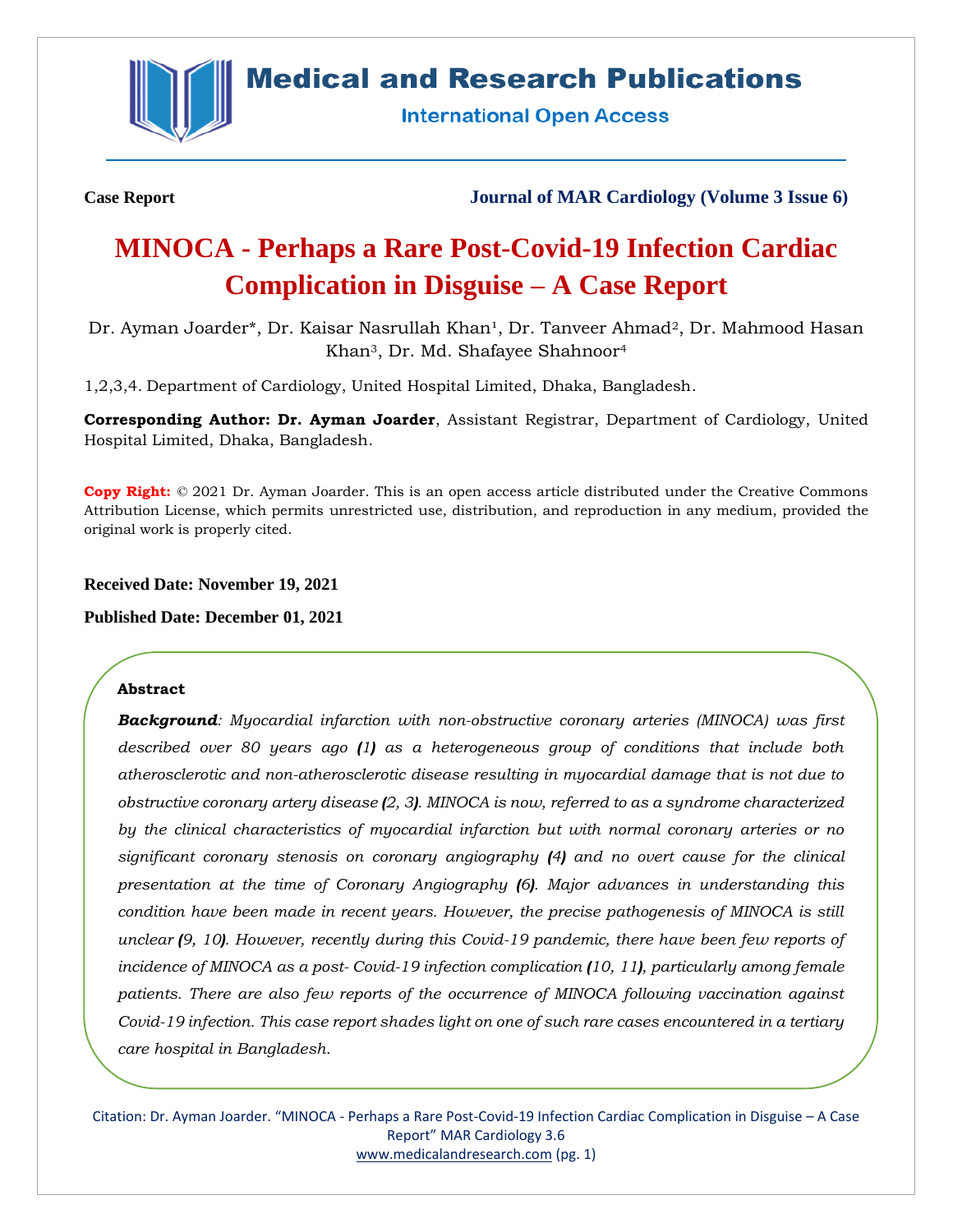**Case Report**

**Journal of MAR Cardiology (Volume 3 Issue 6)**

# MINOCA - Perhaps a Rare Post-Covid-19 Infection Cardiac Complication in Disguise – A Case Report

Dr. Ayman Joarder*, Dr. Kaisar Nasrullah Khan[1], Dr. Tanveer Ahmad[2], Dr. Mahmood Hasan Khan[3], Dr. Md. Shafayee Shahnoor[4]

1,2,3,4. Department of Cardiology, United Hospital Limited, Dhaka, Bangladesh.

**Corresponding Author: Dr. Ayman Joarder**, Assistant Registrar, Department of Cardiology, United Hospital Limited, Dhaka, Bangladesh.

**Copy Right:** © 2021 Dr. Ayman Joarder. This is an open access article distributed under the Creative Commons Attribution License, which permits unrestricted use, distribution, and reproduction in any medium, provided the original work is properly cited.

**Received Date: November 19, 2021**

**Published Date: December 01, 2021**

### Abstract

***Background****: Myocardial infarction with non-obstructive coronary arteries (MINOCA) was first described over 80 years ago* ***(1)*** *as a heterogeneous group of conditions that include both atherosclerotic and non-atherosclerotic disease resulting in myocardial damage that is not due to obstructive coronary artery disease* ***(****2, 3****)****. MINOCA is now, referred to as a syndrome characterized by the clinical characteristics of myocardial infarction but with normal coronary arteries or no significant coronary stenosis on coronary angiography* ***(4)*** *and no overt cause for the clinical presentation at the time of Coronary Angiography* ***(****6****)****. Major advances in understanding this condition have been made in recent years. However, the precise pathogenesis of MINOCA is still unclear* ***(****9, 10****)****. However, recently during this Covid-19 pandemic, there have been few reports of incidence of MINOCA as a post- Covid-19 infection complication* ***(****10, 11****)****, particularly among female patients. There are also few reports of the occurrence of MINOCA following vaccination against Covid-19 infection. This case report shades light on one of such rare cases encountered in a tertiary care hospital in Bangladesh.*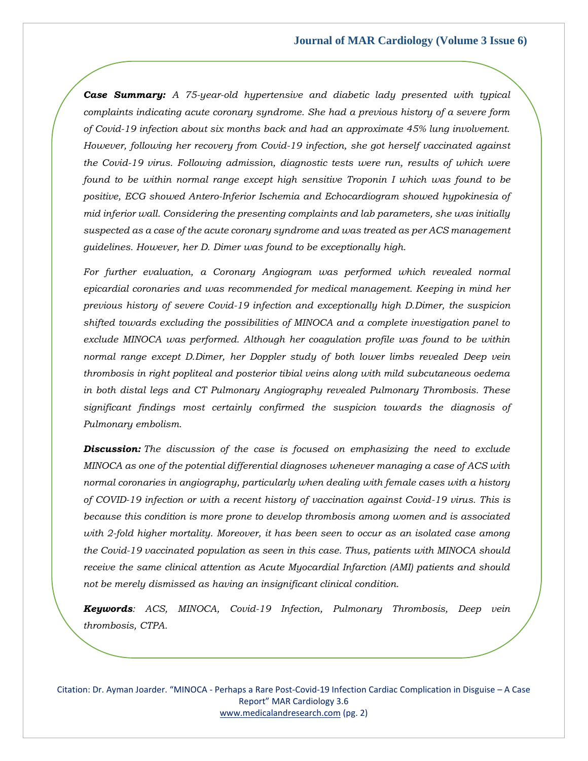***Case Summary:*** *A 75-year-old hypertensive and diabetic lady presented with typical complaints indicating acute coronary syndrome. She had a previous history of a severe form of Covid-19 infection about six months back and had an approximate 45% lung involvement. However, following her recovery from Covid-19 infection, she got herself vaccinated against the Covid-19 virus. Following admission, diagnostic tests were run, results of which were found to be within normal range except high sensitive Troponin I which was found to be positive, ECG showed Antero-Inferior Ischemia and Echocardiogram showed hypokinesia of mid inferior wall. Considering the presenting complaints and lab parameters, she was initially suspected as a case of the acute coronary syndrome and was treated as per ACS management guidelines. However, her D. Dimer was found to be exceptionally high.*

*For further evaluation, a Coronary Angiogram was performed which revealed normal epicardial coronaries and was recommended for medical management. Keeping in mind her previous history of severe Covid-19 infection and exceptionally high D.Dimer, the suspicion shifted towards excluding the possibilities of MINOCA and a complete investigation panel to exclude MINOCA was performed. Although her coagulation profile was found to be within normal range except D.Dimer, her Doppler study of both lower limbs revealed Deep vein thrombosis in right popliteal and posterior tibial veins along with mild subcutaneous oedema in both distal legs and CT Pulmonary Angiography revealed Pulmonary Thrombosis. These significant findings most certainly confirmed the suspicion towards the diagnosis of Pulmonary embolism.*

***Discussion:*** *The discussion of the case is focused on emphasizing the need to exclude MINOCA as one of the potential differential diagnoses whenever managing a case of ACS with normal coronaries in angiography, particularly when dealing with female cases with a history of COVID-19 infection or with a recent history of vaccination against Covid-19 virus. This is because this condition is more prone to develop thrombosis among women and is associated with 2-fold higher mortality. Moreover, it has been seen to occur as an isolated case among the Covid-19 vaccinated population as seen in this case. Thus, patients with MINOCA should receive the same clinical attention as Acute Myocardial Infarction (AMI) patients and should not be merely dismissed as having an insignificant clinical condition.*

***Keywords****: ACS, MINOCA, Covid-19 Infection, Pulmonary Thrombosis, Deep vein thrombosis, CTPA.*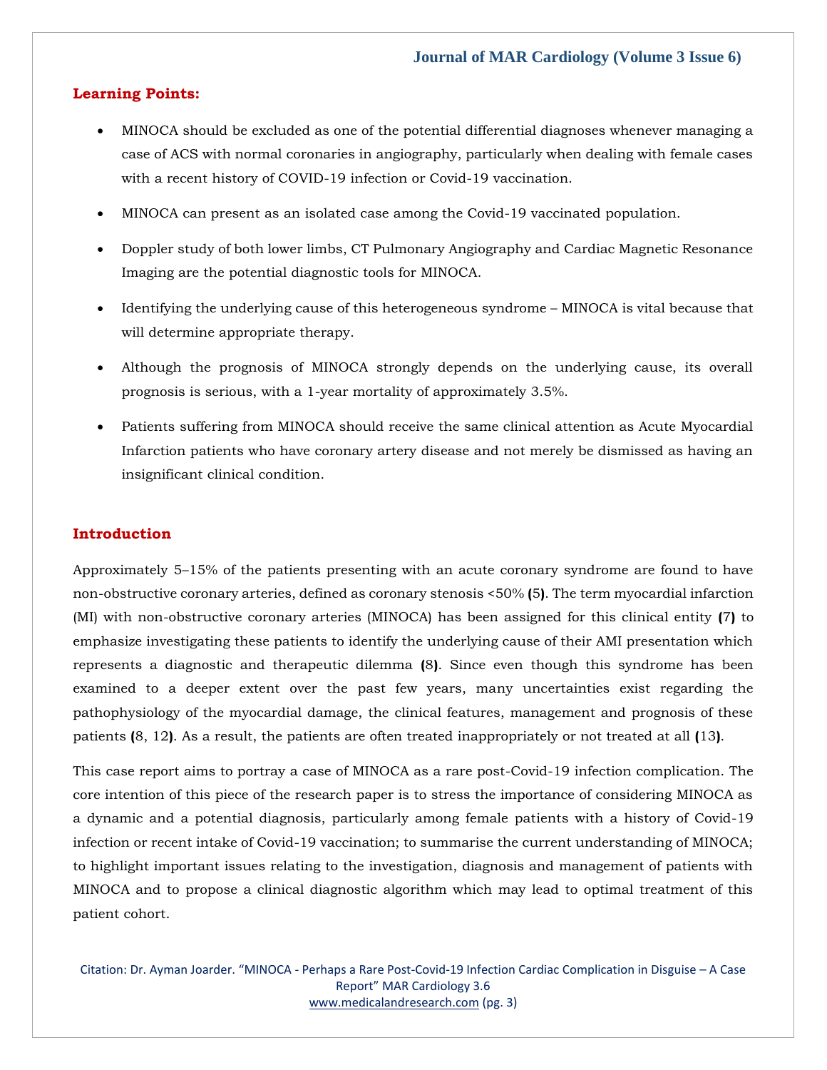## Learning Points:

- MINOCA should be excluded as one of the potential differential diagnoses whenever managing a case of ACS with normal coronaries in angiography, particularly when dealing with female cases with a recent history of COVID-19 infection or Covid-19 vaccination.
- MINOCA can present as an isolated case among the Covid-19 vaccinated population.
- Doppler study of both lower limbs, CT Pulmonary Angiography and Cardiac Magnetic Resonance Imaging are the potential diagnostic tools for MINOCA.
- Identifying the underlying cause of this heterogeneous syndrome – MINOCA is vital because that will determine appropriate therapy.
- Although the prognosis of MINOCA strongly depends on the underlying cause, its overall prognosis is serious, with a 1-year mortality of approximately 3.5%.
- Patients suffering from MINOCA should receive the same clinical attention as Acute Myocardial Infarction patients who have coronary artery disease and not merely be dismissed as having an insignificant clinical condition.

## Introduction

Approximately 5–15% of the patients presenting with an acute coronary syndrome are found to have non-obstructive coronary arteries, defined as coronary stenosis <50% **(**5**)**. The term myocardial infarction (MI) with non-obstructive coronary arteries (MINOCA) has been assigned for this clinical entity **(7)** to emphasize investigating these patients to identify the underlying cause of their AMI presentation which represents a diagnostic and therapeutic dilemma **(**8**)**. Since even though this syndrome has been examined to a deeper extent over the past few years, many uncertainties exist regarding the pathophysiology of the myocardial damage, the clinical features, management and prognosis of these patients **(**8, 12**)**. As a result, the patients are often treated inappropriately or not treated at all **(**13**)**.

This case report aims to portray a case of MINOCA as a rare post-Covid-19 infection complication. The core intention of this piece of the research paper is to stress the importance of considering MINOCA as a dynamic and a potential diagnosis, particularly among female patients with a history of Covid-19 infection or recent intake of Covid-19 vaccination; to summarise the current understanding of MINOCA; to highlight important issues relating to the investigation, diagnosis and management of patients with MINOCA and to propose a clinical diagnostic algorithm which may lead to optimal treatment of this patient cohort.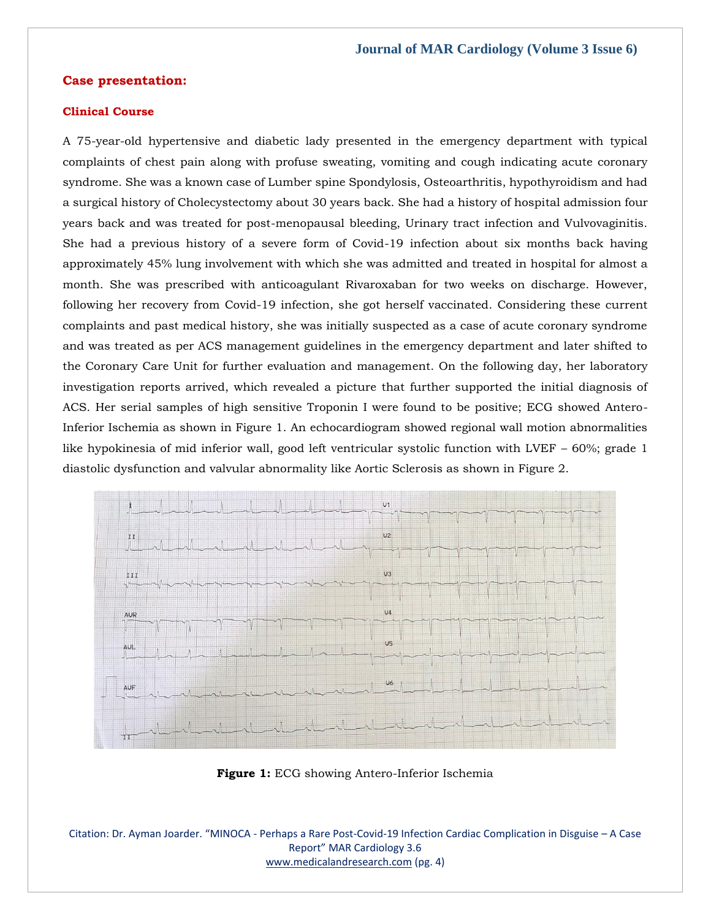## Case presentation:

### Clinical Course

A 75-year-old hypertensive and diabetic lady presented in the emergency department with typical complaints of chest pain along with profuse sweating, vomiting and cough indicating acute coronary syndrome. She was a known case of Lumber spine Spondylosis, Osteoarthritis, hypothyroidism and had a surgical history of Cholecystectomy about 30 years back. She had a history of hospital admission four years back and was treated for post-menopausal bleeding, Urinary tract infection and Vulvovaginitis. She had a previous history of a severe form of Covid-19 infection about six months back having approximately 45% lung involvement with which she was admitted and treated in hospital for almost a month. She was prescribed with anticoagulant Rivaroxaban for two weeks on discharge. However, following her recovery from Covid-19 infection, she got herself vaccinated. Considering these current complaints and past medical history, she was initially suspected as a case of acute coronary syndrome and was treated as per ACS management guidelines in the emergency department and later shifted to the Coronary Care Unit for further evaluation and management. On the following day, her laboratory investigation reports arrived, which revealed a picture that further supported the initial diagnosis of ACS. Her serial samples of high sensitive Troponin I were found to be positive; ECG showed Antero-Inferior Ischemia as shown in Figure 1. An echocardiogram showed regional wall motion abnormalities like hypokinesia of mid inferior wall, good left ventricular systolic function with LVEF – 60%; grade 1 diastolic dysfunction and valvular abnormality like Aortic Sclerosis as shown in Figure 2.

**Figure 1:** ECG showing Antero-Inferior Ischemia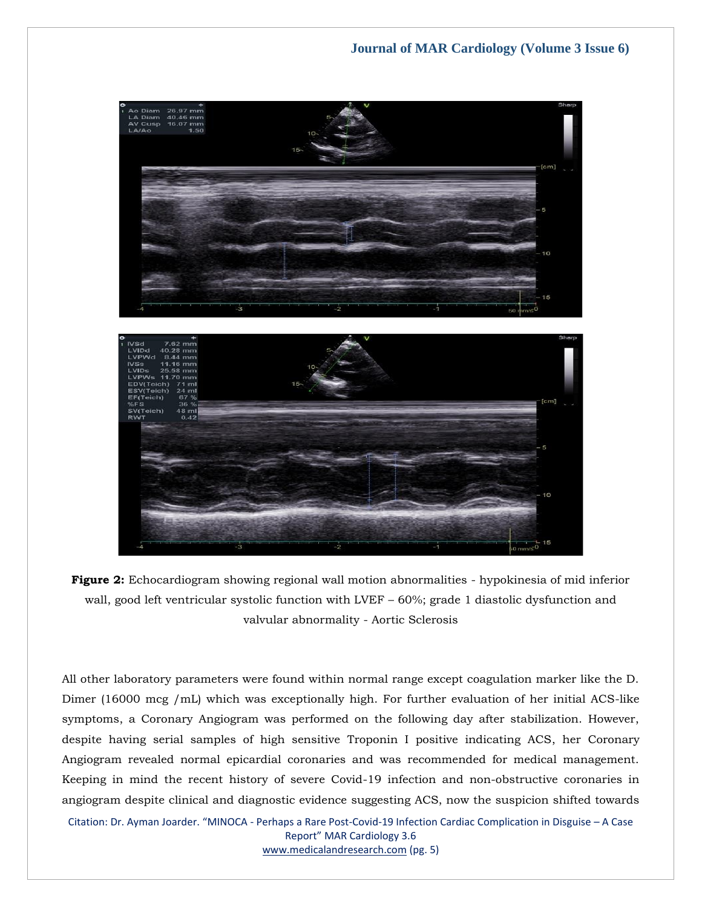**Figure 2:** Echocardiogram showing regional wall motion abnormalities - hypokinesia of mid inferior wall, good left ventricular systolic function with LVEF – 60%; grade 1 diastolic dysfunction and valvular abnormality - Aortic Sclerosis

All other laboratory parameters were found within normal range except coagulation marker like the D. Dimer (16000 mcg /mL) which was exceptionally high. For further evaluation of her initial ACS-like symptoms, a Coronary Angiogram was performed on the following day after stabilization. However, despite having serial samples of high sensitive Troponin I positive indicating ACS, her Coronary Angiogram revealed normal epicardial coronaries and was recommended for medical management. Keeping in mind the recent history of severe Covid-19 infection and non-obstructive coronaries in angiogram despite clinical and diagnostic evidence suggesting ACS, now the suspicion shifted towards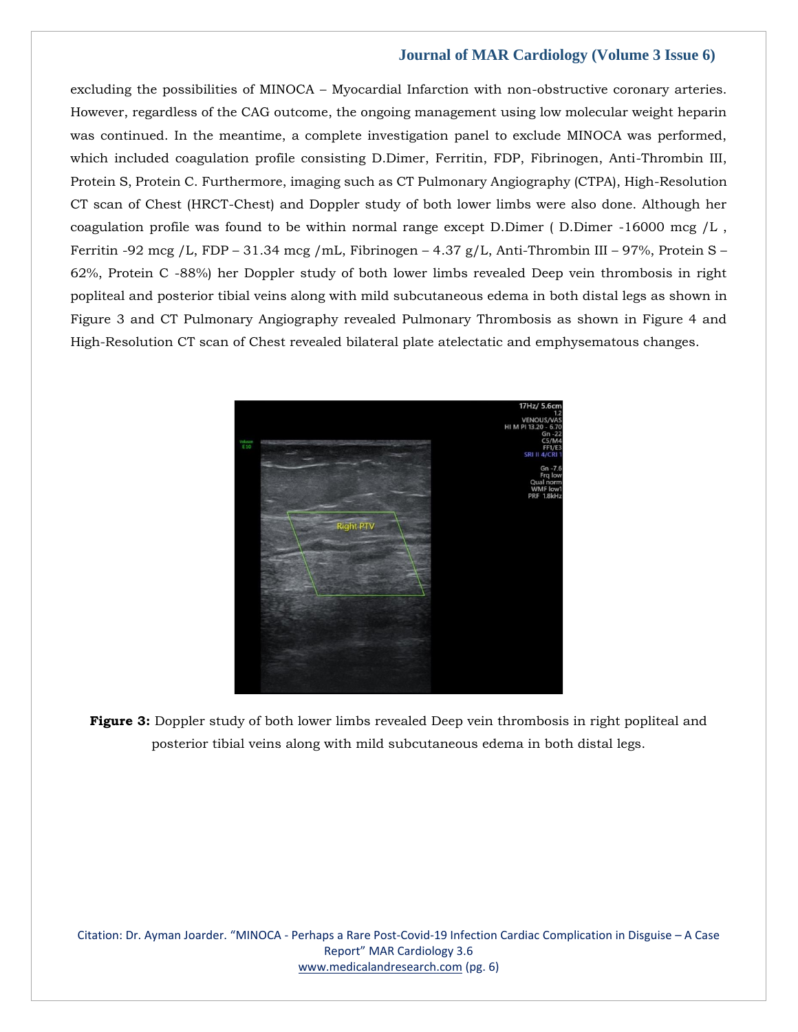excluding the possibilities of MINOCA – Myocardial Infarction with non-obstructive coronary arteries. However, regardless of the CAG outcome, the ongoing management using low molecular weight heparin was continued. In the meantime, a complete investigation panel to exclude MINOCA was performed, which included coagulation profile consisting D.Dimer, Ferritin, FDP, Fibrinogen, Anti-Thrombin III, Protein S, Protein C. Furthermore, imaging such as CT Pulmonary Angiography (CTPA), High-Resolution CT scan of Chest (HRCT-Chest) and Doppler study of both lower limbs were also done. Although her coagulation profile was found to be within normal range except D.Dimer ( D.Dimer -16000 mcg /L , Ferritin -92 mcg /L, FDP – 31.34 mcg /mL, Fibrinogen – 4.37 g/L, Anti-Thrombin III – 97%, Protein S – 62%, Protein C -88%) her Doppler study of both lower limbs revealed Deep vein thrombosis in right popliteal and posterior tibial veins along with mild subcutaneous edema in both distal legs as shown in Figure 3 and CT Pulmonary Angiography revealed Pulmonary Thrombosis as shown in Figure 4 and High-Resolution CT scan of Chest revealed bilateral plate atelectatic and emphysematous changes.

**Figure 3:** Doppler study of both lower limbs revealed Deep vein thrombosis in right popliteal and posterior tibial veins along with mild subcutaneous edema in both distal legs.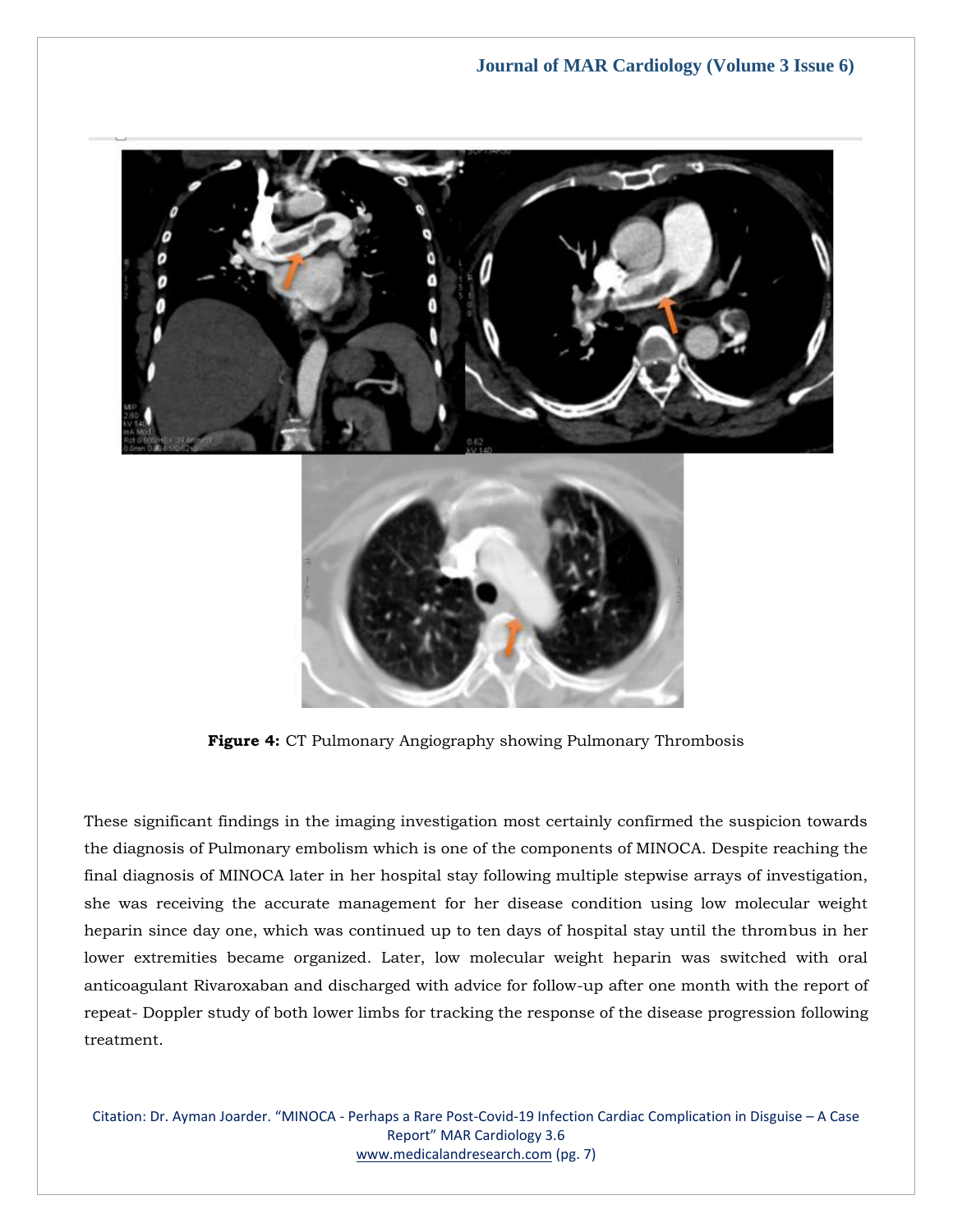Figure 4: CT Pulmonary Angiography showing Pulmonary Thrombosis

These significant findings in the imaging investigation most certainly confirmed the suspicion towards the diagnosis of Pulmonary embolism which is one of the components of MINOCA. Despite reaching the final diagnosis of MINOCA later in her hospital stay following multiple stepwise arrays of investigation, she was receiving the accurate management for her disease condition using low molecular weight heparin since day one, which was continued up to ten days of hospital stay until the thrombus in her lower extremities became organized. Later, low molecular weight heparin was switched with oral anticoagulant Rivaroxaban and discharged with advice for follow-up after one month with the report of repeat- Doppler study of both lower limbs for tracking the response of the disease progression following treatment.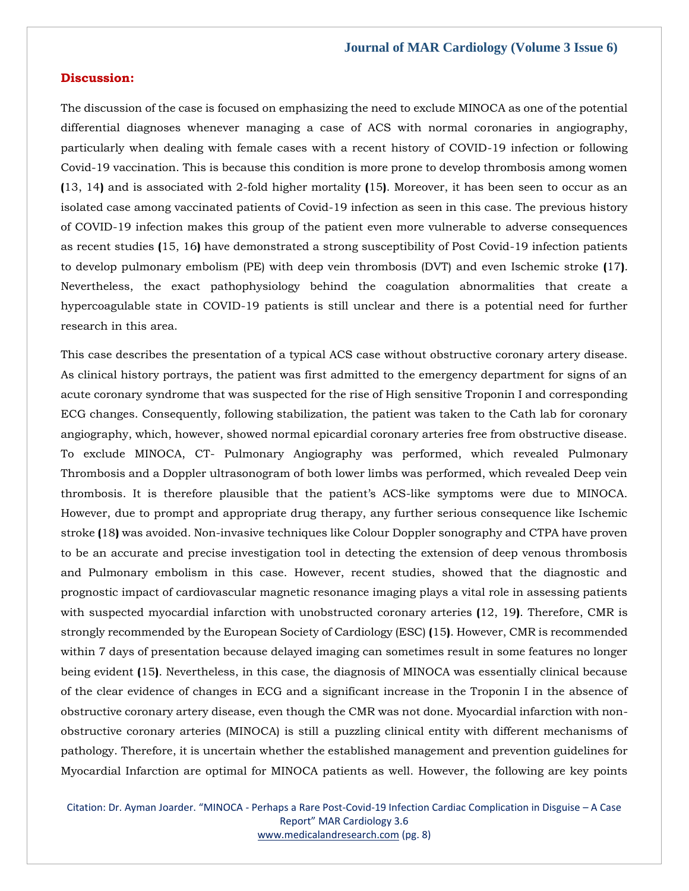## Discussion:

The discussion of the case is focused on emphasizing the need to exclude MINOCA as one of the potential differential diagnoses whenever managing a case of ACS with normal coronaries in angiography, particularly when dealing with female cases with a recent history of COVID-19 infection or following Covid-19 vaccination. This is because this condition is more prone to develop thrombosis among women (13, 14) and is associated with 2-fold higher mortality (15). Moreover, it has been seen to occur as an isolated case among vaccinated patients of Covid-19 infection as seen in this case. The previous history of COVID-19 infection makes this group of the patient even more vulnerable to adverse consequences as recent studies (15, 16) have demonstrated a strong susceptibility of Post Covid-19 infection patients to develop pulmonary embolism (PE) with deep vein thrombosis (DVT) and even Ischemic stroke (17). Nevertheless, the exact pathophysiology behind the coagulation abnormalities that create a hypercoagulable state in COVID-19 patients is still unclear and there is a potential need for further research in this area.

This case describes the presentation of a typical ACS case without obstructive coronary artery disease. As clinical history portrays, the patient was first admitted to the emergency department for signs of an acute coronary syndrome that was suspected for the rise of High sensitive Troponin I and corresponding ECG changes. Consequently, following stabilization, the patient was taken to the Cath lab for coronary angiography, which, however, showed normal epicardial coronary arteries free from obstructive disease. To exclude MINOCA, CT- Pulmonary Angiography was performed, which revealed Pulmonary Thrombosis and a Doppler ultrasonogram of both lower limbs was performed, which revealed Deep vein thrombosis. It is therefore plausible that the patient's ACS-like symptoms were due to MINOCA. However, due to prompt and appropriate drug therapy, any further serious consequence like Ischemic stroke (18) was avoided. Non-invasive techniques like Colour Doppler sonography and CTPA have proven to be an accurate and precise investigation tool in detecting the extension of deep venous thrombosis and Pulmonary embolism in this case. However, recent studies, showed that the diagnostic and prognostic impact of cardiovascular magnetic resonance imaging plays a vital role in assessing patients with suspected myocardial infarction with unobstructed coronary arteries (12, 19). Therefore, CMR is strongly recommended by the European Society of Cardiology (ESC) (15). However, CMR is recommended within 7 days of presentation because delayed imaging can sometimes result in some features no longer being evident (15). Nevertheless, in this case, the diagnosis of MINOCA was essentially clinical because of the clear evidence of changes in ECG and a significant increase in the Troponin I in the absence of obstructive coronary artery disease, even though the CMR was not done. Myocardial infarction with non-obstructive coronary arteries (MINOCA) is still a puzzling clinical entity with different mechanisms of pathology. Therefore, it is uncertain whether the established management and prevention guidelines for Myocardial Infarction are optimal for MINOCA patients as well. However, the following are key points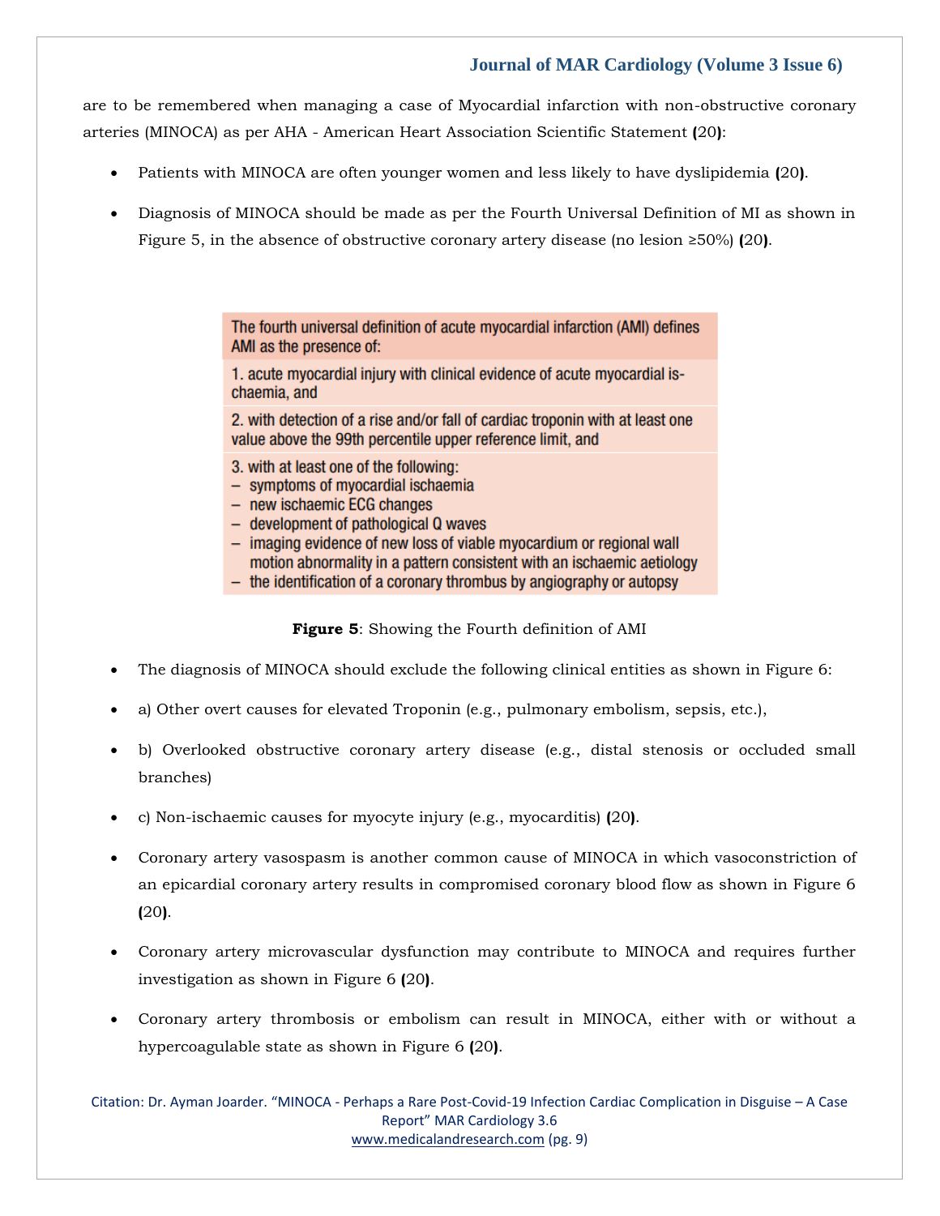are to be remembered when managing a case of Myocardial infarction with non-obstructive coronary arteries (MINOCA) as per AHA - American Heart Association Scientific Statement **(**20**)**:

- Patients with MINOCA are often younger women and less likely to have dyslipidemia **(**20**)**.
- Diagnosis of MINOCA should be made as per the Fourth Universal Definition of MI as shown in Figure 5, in the absence of obstructive coronary artery disease (no lesion ≥50%) **(**20**)**.

| The fourth universal definition of acute myocardial infarction (AMI) defines AMI as the presence of: |
|---|
| 1. acute myocardial injury with clinical evidence of acute myocardial ischaemia, and |
| 2. with detection of a rise and/or fall of cardiac troponin with at least one value above the 99th percentile upper reference limit, and |
| 3. with at least one of the following:<br>– symptoms of myocardial ischaemia<br>– new ischaemic ECG changes<br>– development of pathological Q waves<br>– imaging evidence of new loss of viable myocardium or regional wall motion abnormality in a pattern consistent with an ischaemic aetiology<br>– the identification of a coronary thrombus by angiography or autopsy |

**Figure 5**: Showing the Fourth definition of AMI

- The diagnosis of MINOCA should exclude the following clinical entities as shown in Figure 6:
- a) Other overt causes for elevated Troponin (e.g., pulmonary embolism, sepsis, etc.),
- b) Overlooked obstructive coronary artery disease (e.g., distal stenosis or occluded small branches)
- c) Non-ischaemic causes for myocyte injury (e.g., myocarditis) **(**20**)**.
- Coronary artery vasospasm is another common cause of MINOCA in which vasoconstriction of an epicardial coronary artery results in compromised coronary blood flow as shown in Figure 6 **(**20**)**.
- Coronary artery microvascular dysfunction may contribute to MINOCA and requires further investigation as shown in Figure 6 **(**20**)**.
- Coronary artery thrombosis or embolism can result in MINOCA, either with or without a hypercoagulable state as shown in Figure 6 **(**20**)**.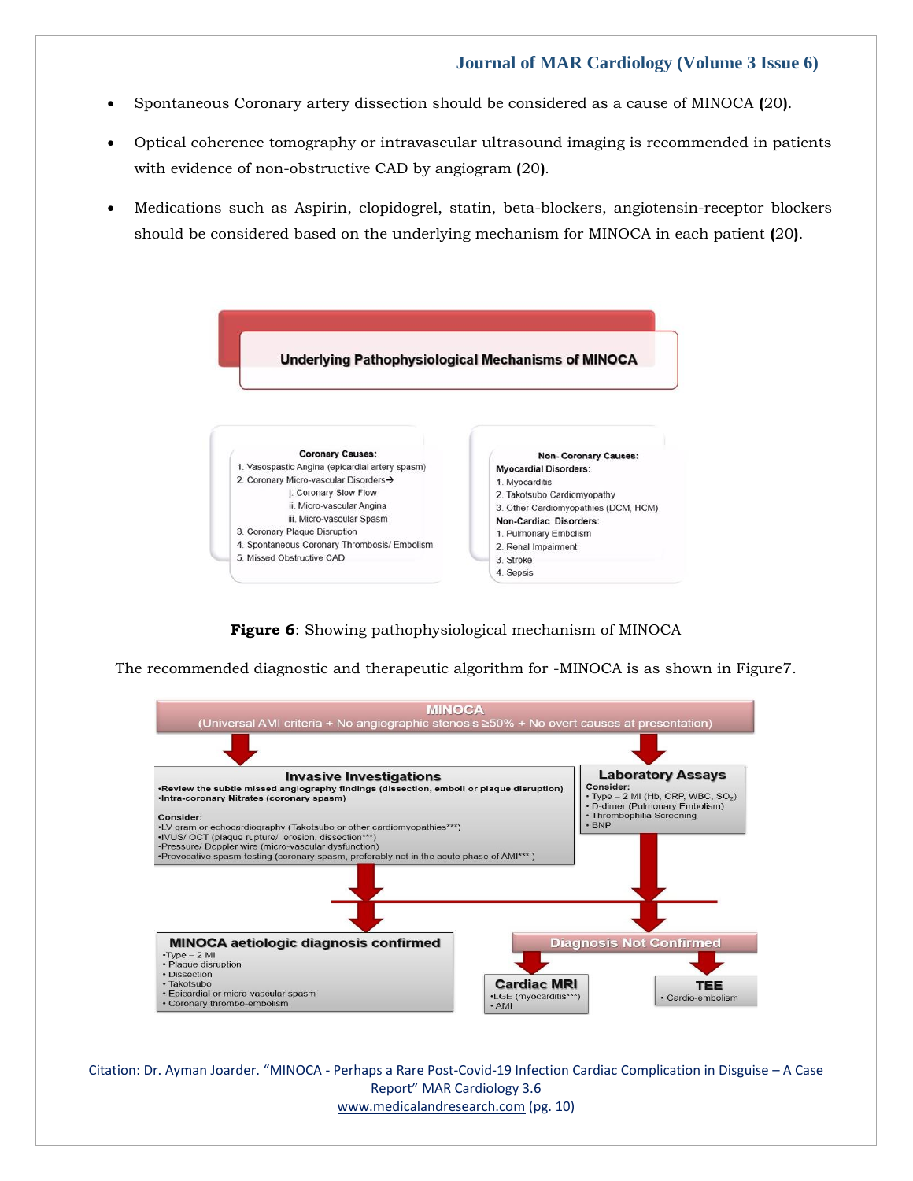- Spontaneous Coronary artery dissection should be considered as a cause of MINOCA (20).
- Optical coherence tomography or intravascular ultrasound imaging is recommended in patients with evidence of non-obstructive CAD by angiogram (20).
- Medications such as Aspirin, clopidogrel, statin, beta-blockers, angiotensin-receptor blockers should be considered based on the underlying mechanism for MINOCA in each patient (20).

**Underlying Pathophysiological Mechanisms of MINOCA**

**Coronary Causes:**

1. Vasospastic Angina (epicardial artery spasm)
2. Coronary Micro-vascular Disorders→
   i. Coronary Slow Flow
   ii. Micro-vascular Angina
   iii. Micro-vascular Spasm
3. Coronary Plaque Disruption
4. Spontaneous Coronary Thrombosis/ Embolism
5. Missed Obstructive CAD

**Non- Coronary Causes:**

**Myocardial Disorders:**

1. Myocarditis
2. Takotsubo Cardiomyopathy
3. Other Cardiomyopathies (DCM, HCM)

**Non-Cardiac Disorders:**

1. Pulmonary Embolism
2. Renal Impairment
3. Stroke
4. Sepsis

**Figure 6**: Showing pathophysiological mechanism of MINOCA

The recommended diagnostic and therapeutic algorithm for -MINOCA is as shown in Figure7.

**MINOCA**
(Universal AMI criteria + No angiographic stenosis ≥50% + No overt causes at presentation)

**Invasive Investigations**

- Review the subtle missed angiography findings (dissection, emboli or plaque disruption)
- Intra-coronary Nitrates (coronary spasm)

Consider:

- LV gram or echocardiography (Takotsubo or other cardiomyopathies***)
- IVUS/ OCT (plaque rupture/ erosion, dissection***)
- Pressure/ Doppler wire (micro-vascular dysfunction)
- Provocative spasm testing (coronary spasm, preferably not in the acute phase of AMI*** )

**Laboratory Assays**

Consider:

- Type – 2 MI (Hb, CRP, WBC, $SO_2$)
- D-dimer (Pulmonary Embolism)
- Thrombophilia Screening
- BNP

**MINOCA aetiologic diagnosis confirmed**

- Type – 2 MI
- Plaque disruption
- Dissection
- Takotsubo
- Epicardial or micro-vascular spasm
- Coronary thrombo-embolism

**Diagnosis Not Confirmed**

**Cardiac MRI**

- LGE (myocarditis***)
- AMI

**TEE**

- Cardio-embolism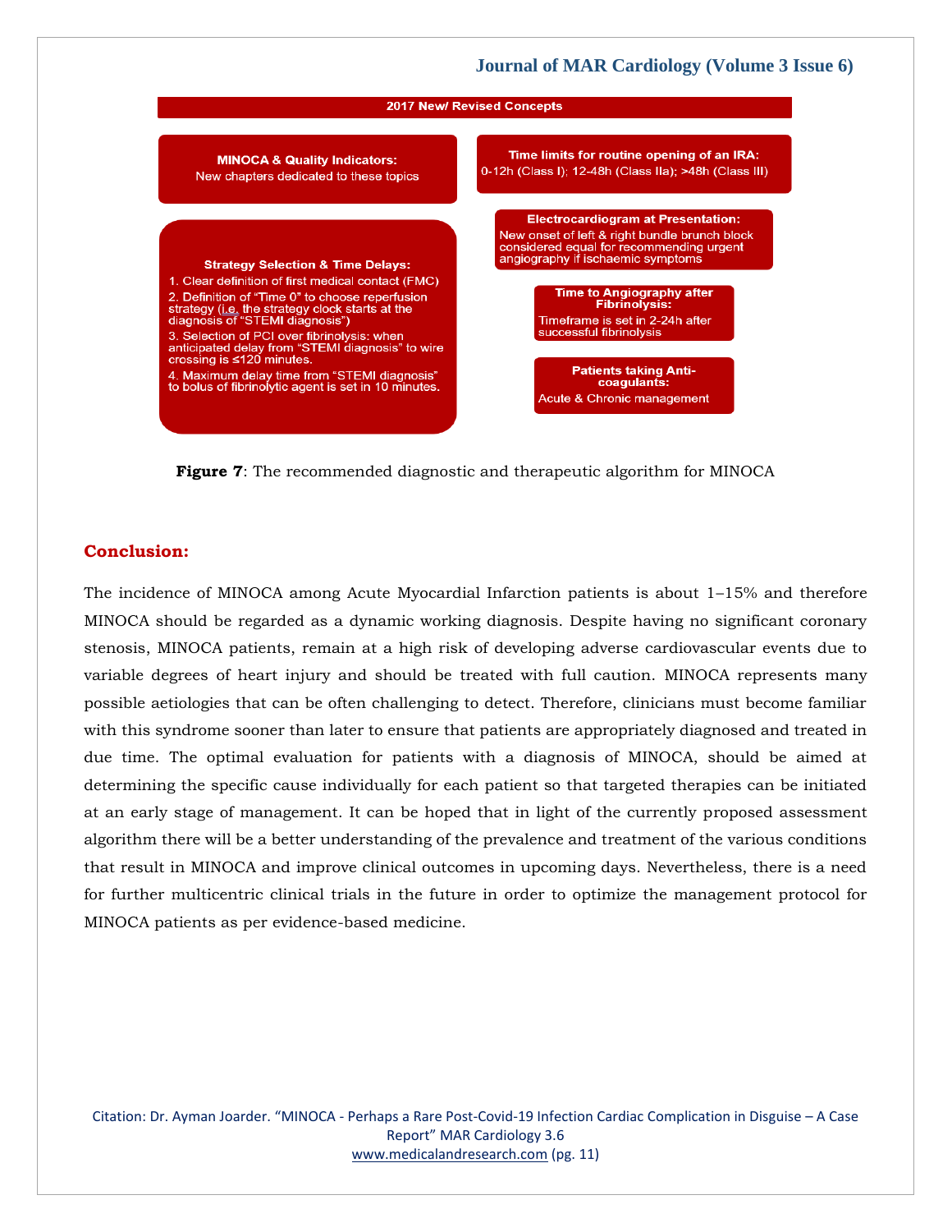**2017 New/ Revised Concepts**

**MINOCA & Quality Indicators:**
New chapters dedicated to these topics

**Strategy Selection & Time Delays:**

1. Clear definition of first medical contact (FMC)
2. Definition of "Time 0" to choose reperfusion strategy (i.e. the strategy clock starts at the diagnosis of "STEMI diagnosis")
3. Selection of PCI over fibrinolysis: when anticipated delay from "STEMI diagnosis" to wire crossing is ≤120 minutes.
4. Maximum delay time from "STEMI diagnosis" to bolus of fibrinolytic agent is set in 10 minutes.

**Time limits for routine opening of an IRA:**
0-12h (Class I); 12-48h (Class IIa); >48h (Class III)

**Electrocardiogram at Presentation:**
New onset of left & right bundle brunch block considered equal for recommending urgent angiography if ischaemic symptoms

**Time to Angiography after Fibrinolysis:**
Timeframe is set in 2-24h after successful fibrinolysis

**Patients taking Anti-coagulants:**
Acute & Chronic management

**Figure 7**: The recommended diagnostic and therapeutic algorithm for MINOCA

## Conclusion:

The incidence of MINOCA among Acute Myocardial Infarction patients is about 1–15% and therefore MINOCA should be regarded as a dynamic working diagnosis. Despite having no significant coronary stenosis, MINOCA patients, remain at a high risk of developing adverse cardiovascular events due to variable degrees of heart injury and should be treated with full caution. MINOCA represents many possible aetiologies that can be often challenging to detect. Therefore, clinicians must become familiar with this syndrome sooner than later to ensure that patients are appropriately diagnosed and treated in due time. The optimal evaluation for patients with a diagnosis of MINOCA, should be aimed at determining the specific cause individually for each patient so that targeted therapies can be initiated at an early stage of management. It can be hoped that in light of the currently proposed assessment algorithm there will be a better understanding of the prevalence and treatment of the various conditions that result in MINOCA and improve clinical outcomes in upcoming days. Nevertheless, there is a need for further multicentric clinical trials in the future in order to optimize the management protocol for MINOCA patients as per evidence-based medicine.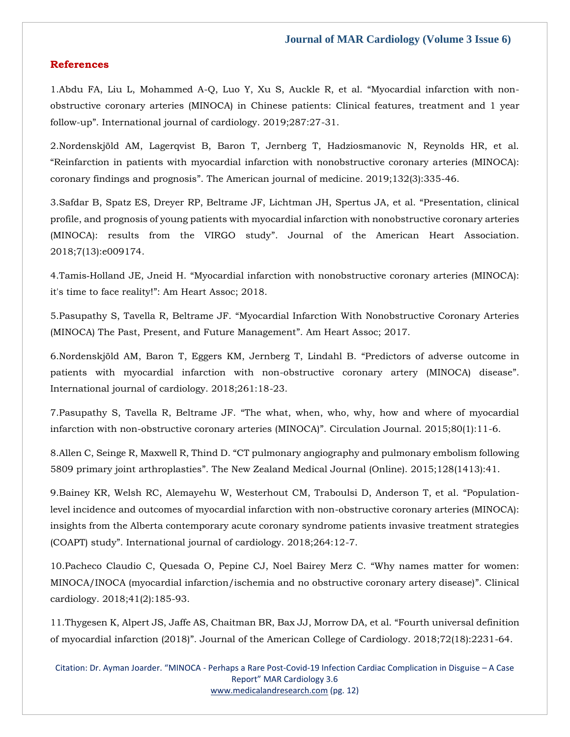## References

1.Abdu FA, Liu L, Mohammed A-Q, Luo Y, Xu S, Auckle R, et al. “Myocardial infarction with non-obstructive coronary arteries (MINOCA) in Chinese patients: Clinical features, treatment and 1 year follow-up”. International journal of cardiology. 2019;287:27-31.

2.Nordenskjöld AM, Lagerqvist B, Baron T, Jernberg T, Hadziosmanovic N, Reynolds HR, et al. “Reinfarction in patients with myocardial infarction with nonobstructive coronary arteries (MINOCA): coronary findings and prognosis”. The American journal of medicine. 2019;132(3):335-46.

3.Safdar B, Spatz ES, Dreyer RP, Beltrame JF, Lichtman JH, Spertus JA, et al. “Presentation, clinical profile, and prognosis of young patients with myocardial infarction with nonobstructive coronary arteries (MINOCA): results from the VIRGO study”. Journal of the American Heart Association. 2018;7(13):e009174.

4.Tamis-Holland JE, Jneid H. “Myocardial infarction with nonobstructive coronary arteries (MINOCA): it's time to face reality!”: Am Heart Assoc; 2018.

5.Pasupathy S, Tavella R, Beltrame JF. “Myocardial Infarction With Nonobstructive Coronary Arteries (MINOCA) The Past, Present, and Future Management”. Am Heart Assoc; 2017.

6.Nordenskjöld AM, Baron T, Eggers KM, Jernberg T, Lindahl B. “Predictors of adverse outcome in patients with myocardial infarction with non-obstructive coronary artery (MINOCA) disease”. International journal of cardiology. 2018;261:18-23.

7.Pasupathy S, Tavella R, Beltrame JF. “The what, when, who, why, how and where of myocardial infarction with non-obstructive coronary arteries (MINOCA)”. Circulation Journal. 2015;80(1):11-6.

8.Allen C, Seinge R, Maxwell R, Thind D. “CT pulmonary angiography and pulmonary embolism following 5809 primary joint arthroplasties”. The New Zealand Medical Journal (Online). 2015;128(1413):41.

9.Bainey KR, Welsh RC, Alemayehu W, Westerhout CM, Traboulsi D, Anderson T, et al. “Population-level incidence and outcomes of myocardial infarction with non-obstructive coronary arteries (MINOCA): insights from the Alberta contemporary acute coronary syndrome patients invasive treatment strategies (COAPT) study”. International journal of cardiology. 2018;264:12-7.

10.Pacheco Claudio C, Quesada O, Pepine CJ, Noel Bairey Merz C. “Why names matter for women: MINOCA/INOCA (myocardial infarction/ischemia and no obstructive coronary artery disease)”. Clinical cardiology. 2018;41(2):185-93.

11.Thygesen K, Alpert JS, Jaffe AS, Chaitman BR, Bax JJ, Morrow DA, et al. “Fourth universal definition of myocardial infarction (2018)”. Journal of the American College of Cardiology. 2018;72(18):2231-64.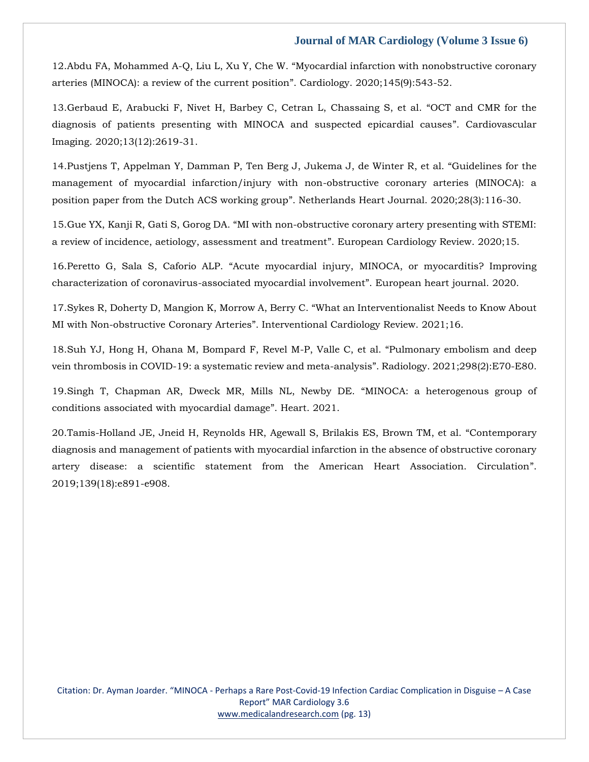12.Abdu FA, Mohammed A-Q, Liu L, Xu Y, Che W. “Myocardial infarction with nonobstructive coronary arteries (MINOCA): a review of the current position”. Cardiology. 2020;145(9):543-52.

13.Gerbaud E, Arabucki F, Nivet H, Barbey C, Cetran L, Chassaing S, et al. “OCT and CMR for the diagnosis of patients presenting with MINOCA and suspected epicardial causes”. Cardiovascular Imaging. 2020;13(12):2619-31.

14.Pustjens T, Appelman Y, Damman P, Ten Berg J, Jukema J, de Winter R, et al. “Guidelines for the management of myocardial infarction/injury with non-obstructive coronary arteries (MINOCA): a position paper from the Dutch ACS working group”. Netherlands Heart Journal. 2020;28(3):116-30.

15.Gue YX, Kanji R, Gati S, Gorog DA. “MI with non-obstructive coronary artery presenting with STEMI: a review of incidence, aetiology, assessment and treatment”. European Cardiology Review. 2020;15.

16.Peretto G, Sala S, Caforio ALP. “Acute myocardial injury, MINOCA, or myocarditis? Improving characterization of coronavirus-associated myocardial involvement”. European heart journal. 2020.

17.Sykes R, Doherty D, Mangion K, Morrow A, Berry C. “What an Interventionalist Needs to Know About MI with Non-obstructive Coronary Arteries”. Interventional Cardiology Review. 2021;16.

18.Suh YJ, Hong H, Ohana M, Bompard F, Revel M-P, Valle C, et al. “Pulmonary embolism and deep vein thrombosis in COVID-19: a systematic review and meta-analysis”. Radiology. 2021;298(2):E70-E80.

19.Singh T, Chapman AR, Dweck MR, Mills NL, Newby DE. “MINOCA: a heterogenous group of conditions associated with myocardial damage”. Heart. 2021.

20.Tamis-Holland JE, Jneid H, Reynolds HR, Agewall S, Brilakis ES, Brown TM, et al. “Contemporary diagnosis and management of patients with myocardial infarction in the absence of obstructive coronary artery disease: a scientific statement from the American Heart Association. Circulation”. 2019;139(18):e891-e908.